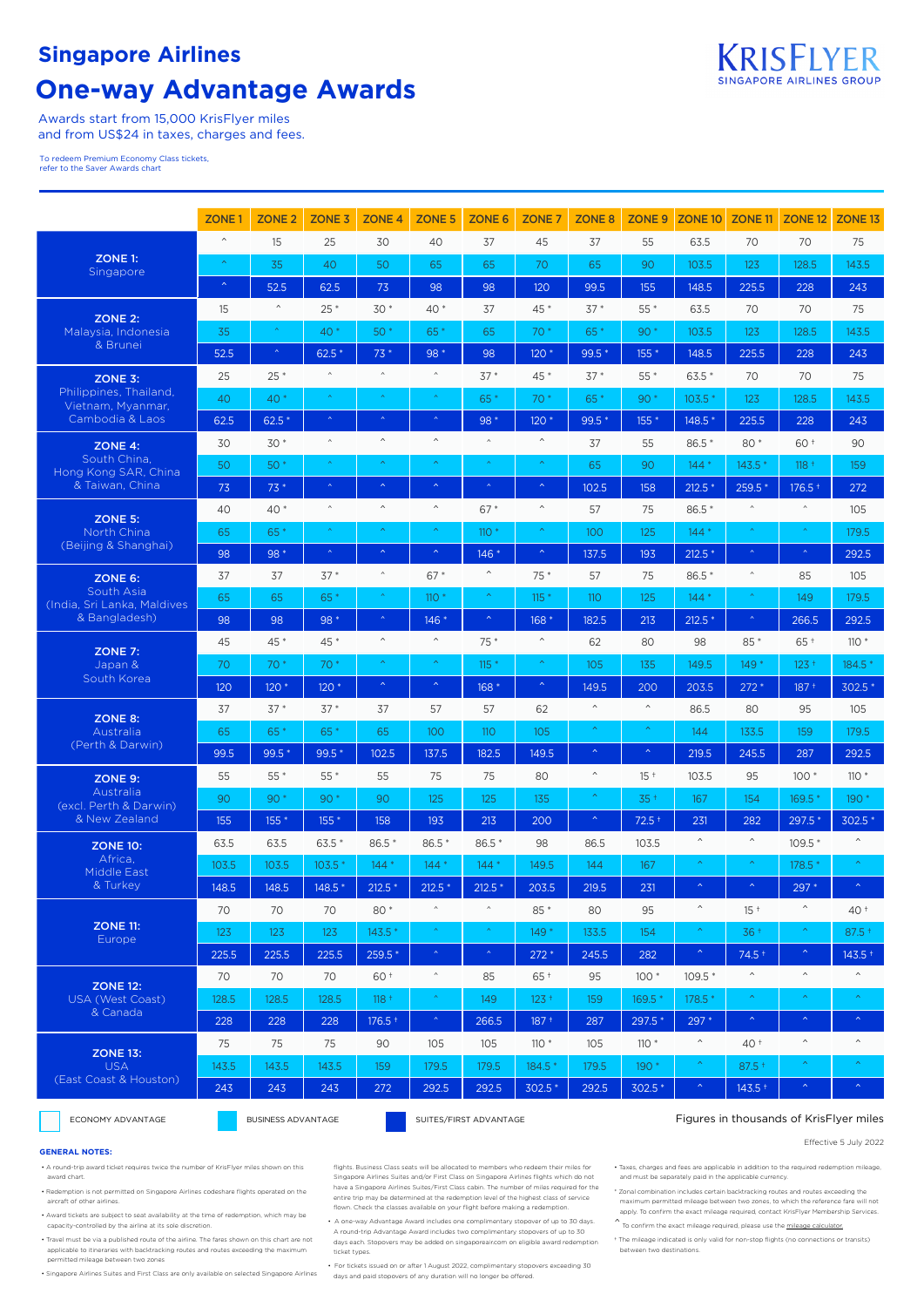# Singapore Airlines

# One-way Advantage Awards

Awards start from 15,000 KrisFlyer miles
and from US$24 in taxes, charges and fees.

To redeem Premium Economy Class tickets, refer to the Saver Awards chart

KRISFLYER
SINGAPORE AIRLINES GROUP

| | | ZONE 1 | ZONE 2 | ZONE 3 | ZONE 4 | ZONE 5 | ZONE 6 | ZONE 7 | ZONE 8 | ZONE 9 | ZONE 10 | ZONE 11 | ZONE 12 | ZONE 13 |
|---|---|---|---|---|---|---|---|---|---|---|---|---|---|---|
| **ZONE 1:** Singapore | Economy | ^ | 15 | 25 | 30 | 40 | 37 | 45 | 37 | 55 | 63.5 | 70 | 70 | 75 |
| | Business | ^ | 35 | 40 | 50 | 65 | 65 | 70 | 65 | 90 | 103.5 | 123 | 128.5 | 143.5 |
| | Suites/First | ^ | 52.5 | 62.5 | 73 | 98 | 98 | 120 | 99.5 | 155 | 148.5 | 225.5 | 228 | 243 |
| **ZONE 2:** Malaysia, Indonesia & Brunei | Economy | 15 | ^ | 25 * | 30 * | 40 * | 37 | 45 * | 37 * | 55 * | 63.5 | 70 | 70 | 75 |
| | Business | 35 | ^ | 40 * | 50 * | 65 * | 65 | 70 * | 65 * | 90 * | 103.5 | 123 | 128.5 | 143.5 |
| | Suites/First | 52.5 | ^ | 62.5 * | 73 * | 98 * | 98 | 120 * | 99.5 * | 155 * | 148.5 | 225.5 | 228 | 243 |
| **ZONE 3:** Philippines, Thailand, Vietnam, Myanmar, Cambodia & Laos | Economy | 25 | 25 * | ^ | ^ | ^ | 37 * | 45 * | 37 * | 55 * | 63.5 * | 70 | 70 | 75 |
| | Business | 40 | 40 * | ^ | ^ | ^ | 65 * | 70 * | 65 * | 90 * | 103.5 * | 123 | 128.5 | 143.5 |
| | Suites/First | 62.5 | 62.5 * | ^ | ^ | ^ | 98 * | 120 * | 99.5 * | 155 * | 148.5 * | 225.5 | 228 | 243 |
| **ZONE 4:** South China, Hong Kong SAR, China & Taiwan, China | Economy | 30 | 30 * | ^ | ^ | ^ | ^ | ^ | 37 | 55 | 86.5 * | 80 * | 60 † | 90 |
| | Business | 50 | 50 * | ^ | ^ | ^ | ^ | ^ | 65 | 90 | 144 * | 143.5 * | 118 † | 159 |
| | Suites/First | 73 | 73 * | ^ | ^ | ^ | ^ | ^ | 102.5 | 158 | 212.5 * | 259.5 * | 176.5 † | 272 |
| **ZONE 5:** North China (Beijing & Shanghai) | Economy | 40 | 40 * | ^ | ^ | ^ | 67 * | ^ | 57 | 75 | 86.5 * | ^ | ^ | 105 |
| | Business | 65 | 65 * | ^ | ^ | ^ | 110 * | ^ | 100 | 125 | 144 * | ^ | ^ | 179.5 |
| | Suites/First | 98 | 98 * | ^ | ^ | ^ | 146 * | ^ | 137.5 | 193 | 212.5 * | ^ | ^ | 292.5 |
| **ZONE 6:** South Asia (India, Sri Lanka, Maldives & Bangladesh) | Economy | 37 | 37 | 37 * | ^ | 67 * | ^ | 75 * | 57 | 75 | 86.5 * | ^ | 85 | 105 |
| | Business | 65 | 65 | 65 * | ^ | 110 * | ^ | 115 * | 110 | 125 | 144 * | ^ | 149 | 179.5 |
| | Suites/First | 98 | 98 | 98 * | ^ | 146 * | ^ | 168 * | 182.5 | 213 | 212.5 * | ^ | 266.5 | 292.5 |
| **ZONE 7:** Japan & South Korea | Economy | 45 | 45 * | 45 * | ^ | ^ | 75 * | ^ | 62 | 80 | 98 | 85 * | 65 † | 110 * |
| | Business | 70 | 70 * | 70 * | ^ | ^ | 115 * | ^ | 105 | 135 | 149.5 | 149 * | 123 † | 184.5 * |
| | Suites/First | 120 | 120 * | 120 * | ^ | ^ | 168 * | ^ | 149.5 | 200 | 203.5 | 272 * | 187 † | 302.5 * |
| **ZONE 8:** Australia (Perth & Darwin) | Economy | 37 | 37 * | 37 * | 37 | 57 | 57 | 62 | ^ | ^ | 86.5 | 80 | 95 | 105 |
| | Business | 65 | 65 * | 65 * | 65 | 100 | 110 | 105 | ^ | ^ | 144 | 133.5 | 159 | 179.5 |
| | Suites/First | 99.5 | 99.5 * | 99.5 * | 102.5 | 137.5 | 182.5 | 149.5 | ^ | ^ | 219.5 | 245.5 | 287 | 292.5 |
| **ZONE 9:** Australia (excl. Perth & Darwin) & New Zealand | Economy | 55 | 55 * | 55 * | 55 | 75 | 75 | 80 | ^ | 15 † | 103.5 | 95 | 100 * | 110 * |
| | Business | 90 | 90 * | 90 * | 90 | 125 | 125 | 135 | ^ | 35 † | 167 | 154 | 169.5 * | 190 * |
| | Suites/First | 155 | 155 * | 155 * | 158 | 193 | 213 | 200 | ^ | 72.5 † | 231 | 282 | 297.5 * | 302.5 * |
| **ZONE 10:** Africa, Middle East & Turkey | Economy | 63.5 | 63.5 | 63.5 * | 86.5 * | 86.5 * | 86.5 * | 98 | 86.5 | 103.5 | ^ | ^ | 109.5 * | ^ |
| | Business | 103.5 | 103.5 | 103.5 * | 144 * | 144 * | 144 * | 149.5 | 144 | 167 | ^ | ^ | 178.5 * | ^ |
| | Suites/First | 148.5 | 148.5 | 148.5 * | 212.5 * | 212.5 * | 212.5 * | 203.5 | 219.5 | 231 | ^ | ^ | 297 * | ^ |
| **ZONE 11:** Europe | Economy | 70 | 70 | 70 | 80 * | ^ | ^ | 85 * | 80 | 95 | ^ | 15 † | ^ | 40 † |
| | Business | 123 | 123 | 123 | 143.5 * | ^ | ^ | 149 * | 133.5 | 154 | ^ | 36 † | ^ | 87.5 † |
| | Suites/First | 225.5 | 225.5 | 225.5 | 259.5 * | ^ | ^ | 272 * | 245.5 | 282 | ^ | 74.5 † | ^ | 143.5 † |
| **ZONE 12:** USA (West Coast) & Canada | Economy | 70 | 70 | 70 | 60 † | ^ | 85 | 65 † | 95 | 100 * | 109.5 * | ^ | ^ | ^ |
| | Business | 128.5 | 128.5 | 128.5 | 118 † | ^ | 149 | 123 † | 159 | 169.5 * | 178.5 * | ^ | ^ | ^ |
| | Suites/First | 228 | 228 | 228 | 176.5 † | ^ | 266.5 | 187 † | 287 | 297.5 * | 297 * | ^ | ^ | ^ |
| **ZONE 13:** USA (East Coast & Houston) | Economy | 75 | 75 | 75 | 90 | 105 | 105 | 110 * | 105 | 110 * | ^ | 40 † | ^ | ^ |
| | Business | 143.5 | 143.5 | 143.5 | 159 | 179.5 | 179.5 | 184.5 * | 179.5 | 190 * | ^ | 87.5 † | ^ | ^ |
| | Suites/First | 243 | 243 | 243 | 272 | 292.5 | 292.5 | 302.5 * | 292.5 | 302.5 * | ^ | 143.5 † | ^ | ^ |

ECONOMY ADVANTAGE | BUSINESS ADVANTAGE | SUITES/FIRST ADVANTAGE

Figures in thousands of KrisFlyer miles

Effective 5 July 2022

**GENERAL NOTES:**

- A round-trip award ticket requires twice the number of KrisFlyer miles shown on this award chart.
- Redemption is not permitted on Singapore Airlines codeshare flights operated on the aircraft of other airlines.
- Award tickets are subject to seat availability at the time of redemption, which may be capacity-controlled by the airline at its sole discretion.
- Travel must be via a published route of the airline. The fares shown on this chart are not applicable to itineraries with backtracking routes and routes exceeding the maximum permitted mileage between two zones
- Singapore Airlines Suites and First Class are only available on selected Singapore Airlines flights. Business Class seats will be allocated to members who redeem their miles for Singapore Airlines Suites and/or First Class on Singapore Airlines flights which do not have a Singapore Airlines Suites/First Class cabin. The number of miles required for the entire trip may be determined at the redemption level of the highest class of service flown. Check the classes available on your flight before making a redemption.
- A one-way Advantage Award includes one complimentary stopover of up to 30 days. A round-trip Advantage Award includes two complimentary stopovers of up to 30 days each. Stopovers may be added on singaporeair.com on eligible award redemption ticket types.
- For tickets issued on or after 1 August 2022, complimentary stopovers exceeding 30 days and paid stopovers of any duration will no longer be offered.
- Taxes, charges and fees are applicable in addition to the required redemption mileage, and must be separately paid in the applicable currency.

\* Zonal combination includes certain backtracking routes and routes exceeding the maximum permitted mileage between two zones, to which the reference fare will not apply. To confirm the exact mileage required, contact KrisFlyer Membership Services.

^ To confirm the exact mileage required, please use the mileage calculator.

† The mileage indicated is only valid for non-stop flights (no connections or transits) between two destinations.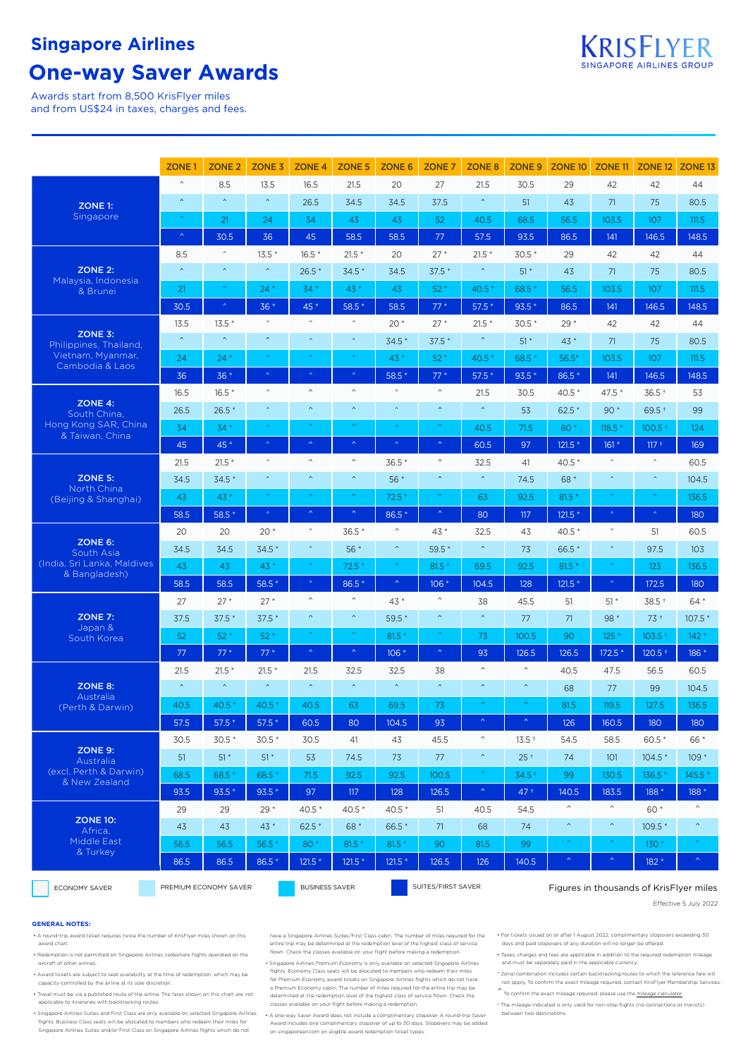# Singapore Airlines

# One-way Saver Awards

Awards start from 8,500 KrisFlyer miles and from US$24 in taxes, charges and fees.

KRISFLYER SINGAPORE AIRLINES GROUP

| | Class | ZONE 1 | ZONE 2 | ZONE 3 | ZONE 4 | ZONE 5 | ZONE 6 | ZONE 7 | ZONE 8 | ZONE 9 | ZONE 10 | ZONE 11 | ZONE 12 | ZONE 13 |
|---|---|---|---|---|---|---|---|---|---|---|---|---|---|---|
| **ZONE 1:** Singapore | Economy Saver | ^ | 8.5 | 13.5 | 16.5 | 21.5 | 20 | 27 | 21.5 | 30.5 | 29 | 42 | 42 | 44 |
| | Premium Economy Saver | ^ | ^ | ^ | 26.5 | 34.5 | 34.5 | 37.5 | ^ | 51 | 43 | 71 | 75 | 80.5 |
| | Business Saver | ^ | 21 | 24 | 34 | 43 | 43 | 52 | 40.5 | 68.5 | 56.5 | 103.5 | 107 | 111.5 |
| | Suites/First Saver | ^ | 30.5 | 36 | 45 | 58.5 | 58.5 | 77 | 57.5 | 93.5 | 86.5 | 141 | 146.5 | 148.5 |
| **ZONE 2:** Malaysia, Indonesia & Brunei | Economy Saver | 8.5 | ^ | 13.5 * | 16.5 * | 21.5 * | 20 | 27 * | 21.5 * | 30.5 * | 29 | 42 | 42 | 44 |
| | Premium Economy Saver | ^ | ^ | ^ | 26.5 * | 34.5 * | 34.5 | 37.5 * | ^ | 51 * | 43 | 71 | 75 | 80.5 |
| | Business Saver | 21 | ^ | 24 * | 34 * | 43 * | 43 | 52 * | 40.5 * | 68.5 * | 56.5 | 103.5 | 107 | 111.5 |
| | Suites/First Saver | 30.5 | ^ | 36 * | 45 * | 58.5 * | 58.5 | 77 * | 57.5 * | 93.5 * | 86.5 | 141 | 146.5 | 148.5 |
| **ZONE 3:** Philippines, Thailand, Vietnam, Myanmar, Cambodia & Laos | Economy Saver | 13.5 | 13.5 * | ^ | ^ | ^ | 20 * | 27 * | 21.5 * | 30.5 * | 29 * | 42 | 42 | 44 |
| | Premium Economy Saver | ^ | ^ | ^ | ^ | ^ | 34.5 * | 37.5 * | ^ | 51 * | 43 * | 71 | 75 | 80.5 |
| | Business Saver | 24 | 24 * | ^ | ^ | ^ | 43 * | 52 * | 40.5 * | 68.5 * | 56.5* | 103.5 | 107 | 111.5 |
| | Suites/First Saver | 36 | 36 * | ^ | ^ | ^ | 58.5 * | 77 * | 57.5 * | 93.5 * | 86.5 * | 141 | 146.5 | 148.5 |
| **ZONE 4:** South China, Hong Kong SAR, China & Taiwan, China | Economy Saver | 16.5 | 16.5 * | ^ | ^ | ^ | ^ | ^ | 21.5 | 30.5 | 40.5 * | 47.5 * | 36.5 † | 53 |
| | Premium Economy Saver | 26.5 | 26.5 * | ^ | ^ | ^ | ^ | ^ | ^ | 53 | 62.5 * | 90 * | 69.5 † | 99 |
| | Business Saver | 34 | 34 * | ^ | ^ | ^ | ^ | ^ | 40.5 | 71.5 | 80 * | 118.5 * | 100.5 † | 124 |
| | Suites/First Saver | 45 | 45 * | ^ | ^ | ^ | ^ | ^ | 60.5 | 97 | 121.5 * | 161 * | 117 † | 169 |
| **ZONE 5:** North China (Beijing & Shanghai) | Economy Saver | 21.5 | 21.5 * | ^ | ^ | ^ | 36.5 * | ^ | 32.5 | 41 | 40.5 * | ^ | ^ | 60.5 |
| | Premium Economy Saver | 34.5 | 34.5 * | ^ | ^ | ^ | 56 * | ^ | ^ | 74.5 | 68 * | ^ | ^ | 104.5 |
| | Business Saver | 43 | 43 * | ^ | ^ | ^ | 72.5 * | ^ | 63 | 92.5 | 81.5 * | ^ | ^ | 136.5 |
| | Suites/First Saver | 58.5 | 58.5 * | ^ | ^ | ^ | 86.5 * | ^ | 80 | 117 | 121.5 * | ^ | ^ | 180 |
| **ZONE 6:** South Asia (India, Sri Lanka, Maldives & Bangladesh) | Economy Saver | 20 | 20 | 20 * | ^ | 36.5 * | ^ | 43 * | 32.5 | 43 | 40.5 * | ^ | 51 | 60.5 |
| | Premium Economy Saver | 34.5 | 34.5 | 34.5 * | ^ | 56 * | ^ | 59.5 * | ^ | 73 | 66.5 * | ^ | 97.5 | 103 |
| | Business Saver | 43 | 43 | 43 * | ^ | 72.5 * | ^ | 81.5 * | 69.5 | 92.5 | 81.5 * | ^ | 123 | 136.5 |
| | Suites/First Saver | 58.5 | 58.5 | 58.5 * | ^ | 86.5 * | ^ | 106 * | 104.5 | 128 | 121.5 * | ^ | 172.5 | 180 |
| **ZONE 7:** Japan & South Korea | Economy Saver | 27 | 27 * | 27 * | ^ | ^ | 43 * | ^ | 38 | 45.5 | 51 | 51 * | 38.5 † | 64 * |
| | Premium Economy Saver | 37.5 | 37.5 * | 37.5 * | ^ | ^ | 59.5 * | ^ | ^ | 77 | 71 | 98 * | 73 † | 107.5 * |
| | Business Saver | 52 | 52 * | 52 * | ^ | ^ | 81.5 * | ^ | 73 | 100.5 | 90 | 125 * | 103.5 † | 142 * |
| | Suites/First Saver | 77 | 77 * | 77 * | ^ | ^ | 106 * | ^ | 93 | 126.5 | 126.5 | 172.5 * | 120.5 † | 186 * |
| **ZONE 8:** Australia (Perth & Darwin) | Economy Saver | 21.5 | 21.5 * | 21.5 * | 21.5 | 32.5 | 32.5 | 38 | ^ | ^ | 40.5 | 47.5 | 56.5 | 60.5 |
| | Premium Economy Saver | ^ | ^ | ^ | ^ | ^ | ^ | ^ | ^ | ^ | 68 | 77 | 99 | 104.5 |
| | Business Saver | 40.5 | 40.5 * | 40.5 * | 40.5 | 63 | 69.5 | 73 | ^ | ^ | 81.5 | 119.5 | 127.5 | 136.5 |
| | Suites/First Saver | 57.5 | 57.5 * | 57.5 * | 60.5 | 80 | 104.5 | 93 | ^ | ^ | 126 | 160.5 | 180 | 180 |
| **ZONE 9:** Australia (excl. Perth & Darwin) & New Zealand | Economy Saver | 30.5 | 30.5 * | 30.5 * | 30.5 | 41 | 43 | 45.5 | ^ | 13.5 † | 54.5 | 58.5 | 60.5 * | 66 * |
| | Premium Economy Saver | 51 | 51 * | 51 * | 53 | 74.5 | 73 | 77 | ^ | 25 † | 74 | 101 | 104.5 * | 109 * |
| | Business Saver | 68.5 | 68.5 * | 68.5 * | 71.5 | 92.5 | 92.5 | 100.5 | ^ | 34.5 † | 99 | 130.5 | 136.5 * | 145.5 * |
| | Suites/First Saver | 93.5 | 93.5 * | 93.5 * | 97 | 117 | 128 | 126.5 | ^ | 47 † | 140.5 | 183.5 | 188 * | 188 * |
| **ZONE 10:** Africa, Middle East & Turkey | Economy Saver | 29 | 29 | 29 * | 40.5 * | 40.5 * | 40.5 * | 51 | 40.5 | 54.5 | ^ | ^ | 60 * | ^ |
| | Premium Economy Saver | 43 | 43 | 43 * | 62.5 * | 68 * | 66.5 * | 71 | 68 | 74 | ^ | ^ | 109.5 * | ^ |
| | Business Saver | 56.5 | 56.5 | 56.5 * | 80 * | 81.5 * | 81.5 * | 90 | 81.5 | 99 | ^ | ^ | 130 * | ^ |
| | Suites/First Saver | 86.5 | 86.5 | 86.5 * | 121.5 * | 121.5 * | 121.5 * | 126.5 | 126 | 140.5 | ^ | ^ | 182 * | ^ |

ECONOMY SAVER | PREMIUM ECONOMY SAVER | BUSINESS SAVER | SUITES/FIRST SAVER

Figures in thousands of KrisFlyer miles

Effective 5 July 2022

**GENERAL NOTES:**

- A round-trip award ticket requires twice the number of KrisFlyer miles shown on this award chart.
- Redemption is not permitted on Singapore Airlines codeshare flights operated on the aircraft of other airlines.
- Award tickets are subject to seat availability at the time of redemption, which may be capacity-controlled by the airline at its sole discretion.
- Travel must be via a published route of the airline. The fares shown on this chart are not applicable to itineraries with backtracking routes.
- Singapore Airlines Suites and First Class are only available on selected Singapore Airlines flights. Business Class seats will be allocated to members who redeem their miles for Singapore Airlines Suites and/or First Class on Singapore Airlines flights which do not have a Singapore Airlines Suites/First Class cabin. The number of miles required for the entire trip may be determined at the redemption level of the highest class of service flown. Check the classes available on your flight before making a redemption.
- Singapore Airlines Premium Economy is only available on selected Singapore Airlines flights. Economy Class seats will be allocated to members who redeem their miles for Premium Economy award tickets on Singapore Airlines flights which do not have a Premium Economy cabin. The number of miles required for the entire trip may be determined at the redemption level of the highest class of service flown. Check the classes available on your flight before making a redemption.
- A one-way Saver Award does not include a complimentary stopover. A round-trip Saver Award includes one complimentary stopover of up to 30 days. Stopovers may be added on singaporeair.com on eligible award redemption ticket types.
- For tickets issued on or after 1 August 2022, complimentary stopovers exceeding 30 days and paid stopovers of any duration will no longer be offered.
- Taxes, charges and fees are applicable in addition to the required redemption mileage and must be separately paid in the applicable currency.

\* Zonal combination includes certain backtracking routes to which the reference fare will not apply. To confirm the exact mileage required, contact KrisFlyer Membership Services.

^ To confirm the exact mileage required, please use the mileage calculator.

† The mileage indicated is only valid for non-stop flights (no connections or transits) between two destinations.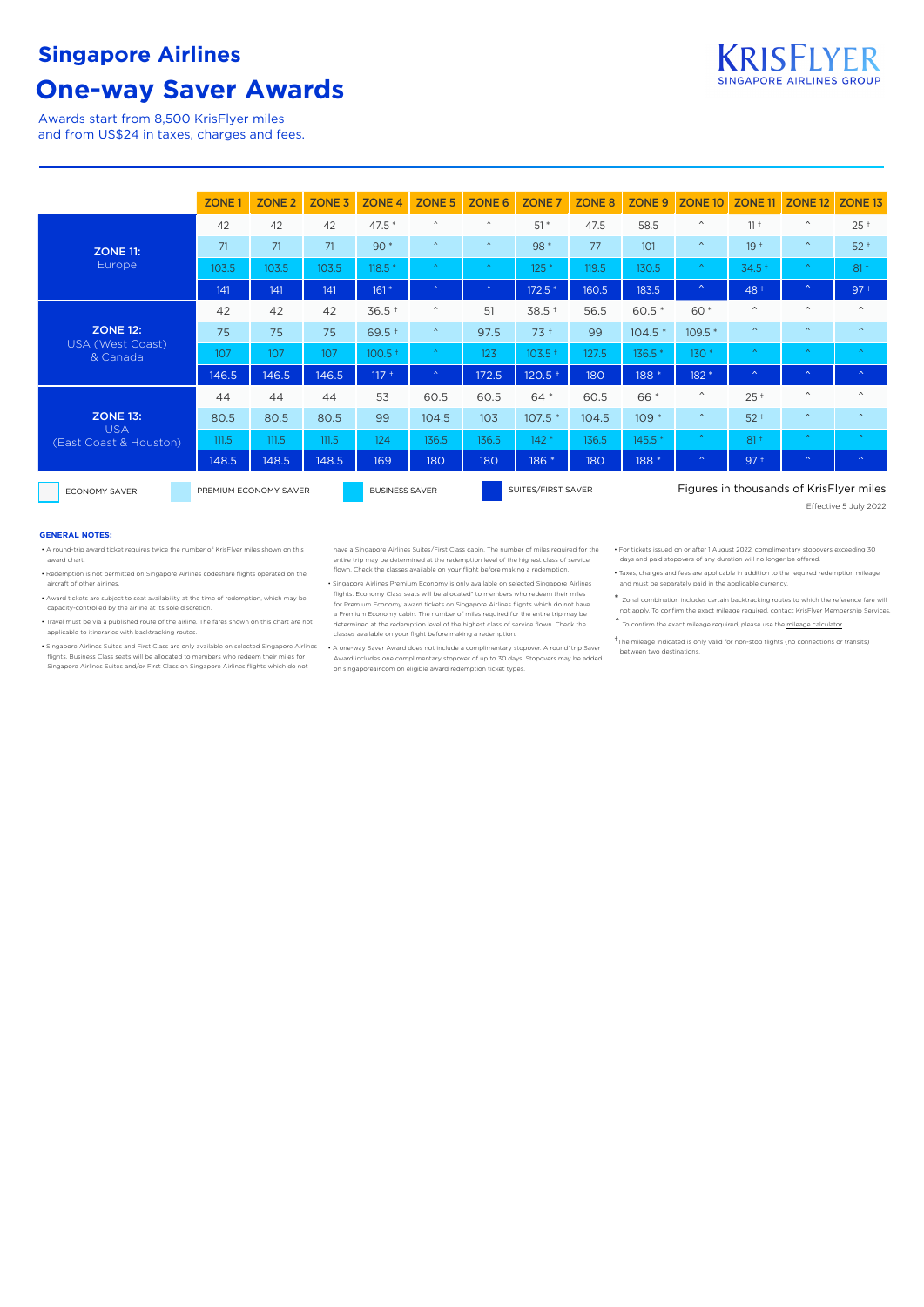# Singapore Airlines

# One-way Saver Awards

KRISFLYER
SINGAPORE AIRLINES GROUP

Awards start from 8,500 KrisFlyer miles
and from US$24 in taxes, charges and fees.

| | | ZONE 1 | ZONE 2 | ZONE 3 | ZONE 4 | ZONE 5 | ZONE 6 | ZONE 7 | ZONE 8 | ZONE 9 | ZONE 10 | ZONE 11 | ZONE 12 | ZONE 13 |
|---|---|---|---|---|---|---|---|---|---|---|---|---|---|---|
| **ZONE 11:** Europe | Economy Saver | 42 | 42 | 42 | 47.5 * | ^ | ^ | 51 * | 47.5 | 58.5 | ^ | 11 † | ^ | 25 † |
| | Premium Economy Saver | 71 | 71 | 71 | 90 * | ^ | ^ | 98 * | 77 | 101 | ^ | 19 † | ^ | 52 † |
| | Business Saver | 103.5 | 103.5 | 103.5 | 118.5 * | ^ | ^ | 125 * | 119.5 | 130.5 | ^ | 34.5 † | ^ | 81 † |
| | Suites/First Saver | 141 | 141 | 141 | 161 * | ^ | ^ | 172.5 * | 160.5 | 183.5 | ^ | 48 † | ^ | 97 † |
| **ZONE 12:** USA (West Coast) & Canada | Economy Saver | 42 | 42 | 42 | 36.5 † | ^ | 51 | 38.5 † | 56.5 | 60.5 * | 60 * | ^ | ^ | ^ |
| | Premium Economy Saver | 75 | 75 | 75 | 69.5 † | ^ | 97.5 | 73 † | 99 | 104.5 * | 109.5 * | ^ | ^ | ^ |
| | Business Saver | 107 | 107 | 107 | 100.5 † | ^ | 123 | 103.5 † | 127.5 | 136.5 * | 130 * | ^ | ^ | ^ |
| | Suites/First Saver | 146.5 | 146.5 | 146.5 | 117 † | ^ | 172.5 | 120.5 † | 180 | 188 * | 182 * | ^ | ^ | ^ |
| **ZONE 13:** USA (East Coast & Houston) | Economy Saver | 44 | 44 | 44 | 53 | 60.5 | 60.5 | 64 * | 60.5 | 66 * | ^ | 25 † | ^ | ^ |
| | Premium Economy Saver | 80.5 | 80.5 | 80.5 | 99 | 104.5 | 103 | 107.5 * | 104.5 | 109 * | ^ | 52 † | ^ | ^ |
| | Business Saver | 111.5 | 111.5 | 111.5 | 124 | 136.5 | 136.5 | 142 * | 136.5 | 145.5 * | ^ | 81 † | ^ | ^ |
| | Suites/First Saver | 148.5 | 148.5 | 148.5 | 169 | 180 | 180 | 186 * | 180 | 188 * | ^ | 97 † | ^ | ^ |

ECONOMY SAVER | PREMIUM ECONOMY SAVER | BUSINESS SAVER | SUITES/FIRST SAVER

Figures in thousands of KrisFlyer miles

Effective 5 July 2022

**GENERAL NOTES:**

- A round-trip award ticket requires twice the number of KrisFlyer miles shown on this award chart.
- Redemption is not permitted on Singapore Airlines codeshare flights operated on the aircraft of other airlines.
- Award tickets are subject to seat availability at the time of redemption, which may be capacity-controlled by the airline at its sole discretion.
- Travel must be via a published route of the airline. The fares shown on this chart are not applicable to itineraries with backtracking routes.
- Singapore Airlines Suites and First Class are only available on selected Singapore Airlines flights. Business Class seats will be allocated to members who redeem their miles for Singapore Airlines Suites and/or First Class on Singapore Airlines flights which do not have a Singapore Airlines Suites/First Class cabin. The number of miles required for the entire trip may be determined at the redemption level of the highest class of service flown. Check the classes available on your flight before making a redemption.
- Singapore Airlines Premium Economy is only available on selected Singapore Airlines flights. Economy Class seats will be allocated* to members who redeem their miles for Premium Economy award tickets on Singapore Airlines flights which do not have a Premium Economy cabin. The number of miles required for the entire trip may be determined at the redemption level of the highest class of service flown. Check the classes available on your flight before making a redemption.
- A one-way Saver Award does not include a complimentary stopover. A round-trip Saver Award includes one complimentary stopover of up to 30 days. Stopovers may be added on singaporeair.com on eligible award redemption ticket types.
- For tickets issued on or after 1 August 2022, complimentary stopovers exceeding 30 days and paid stopovers of any duration will no longer be offered.
- Taxes, charges and fees are applicable in addition to the required redemption mileage and must be separately paid in the applicable currency.

\* Zonal combination includes certain backtracking routes to which the reference fare will not apply. To confirm the exact mileage required, contact KrisFlyer Membership Services.

^ To confirm the exact mileage required, please use the mileage calculator.

† The mileage indicated is only valid for non-stop flights (no connections or transits) between two destinations.